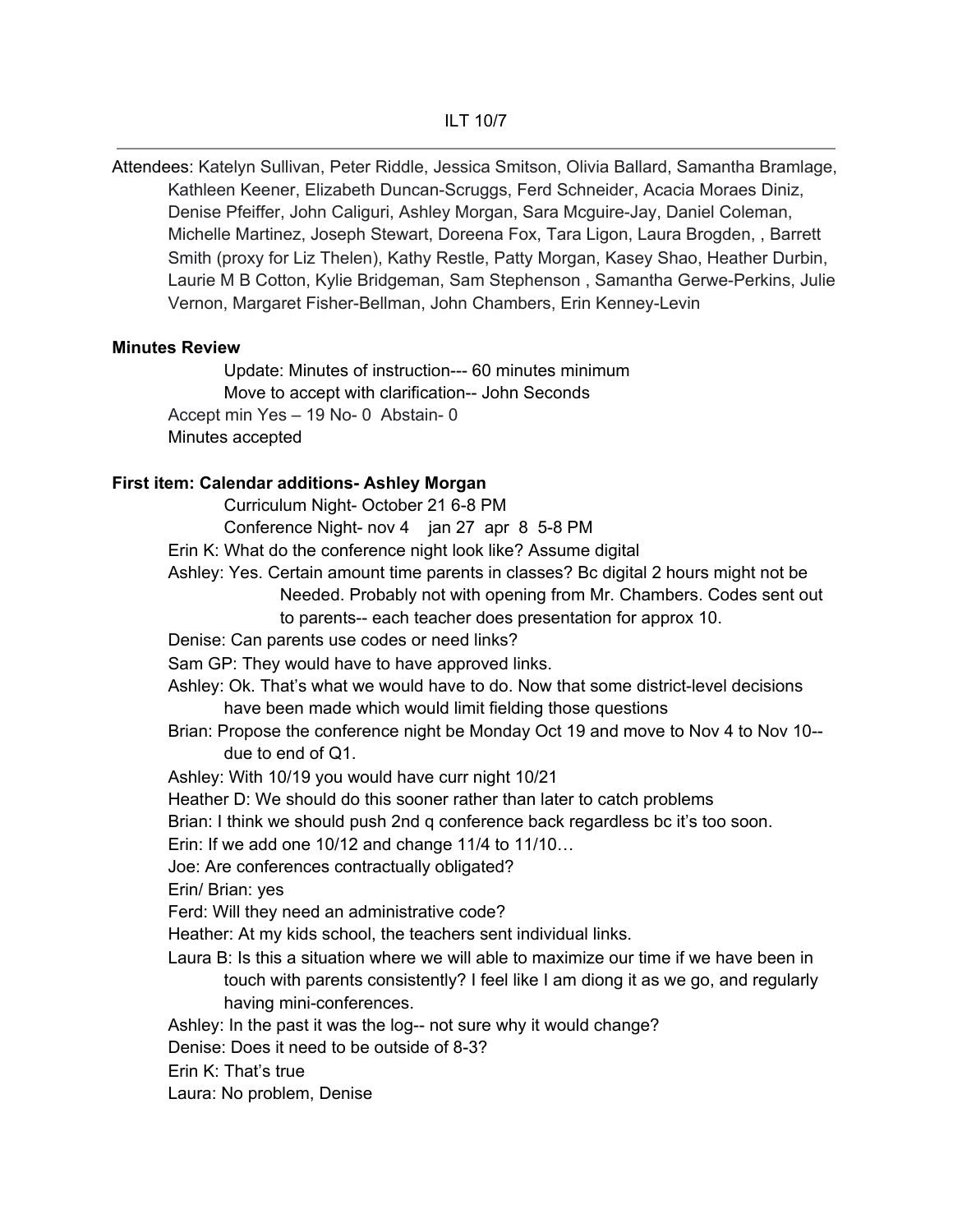ILT 10/7

Attendees: Katelyn Sullivan, Peter Riddle, Jessica Smitson, Olivia Ballard, Samantha Bramlage, Kathleen Keener, Elizabeth Duncan-Scruggs, Ferd Schneider, Acacia Moraes Diniz, Denise Pfeiffer, John Caliguri, Ashley Morgan, Sara Mcguire-Jay, Daniel Coleman, Michelle Martinez, Joseph Stewart, Doreena Fox, Tara Ligon, Laura Brogden, , Barrett Smith (proxy for Liz Thelen), Kathy Restle, Patty Morgan, Kasey Shao, Heather Durbin, Laurie M B Cotton, Kylie Bridgeman, Sam Stephenson , Samantha Gerwe-Perkins, Julie Vernon, Margaret Fisher-Bellman, John Chambers, Erin Kenney-Levin

**Minutes Review**

Update: Minutes of instruction--- 60 minutes minimum

Move to accept with clarification-- John Seconds

Accept min Yes – 19 No- 0 Abstain- 0

Minutes accepted

**First item: Calendar additions- Ashley Morgan**

Curriculum Night- October 21 6-8 PM

Conference Night- nov 4 jan 27 apr 8 5-8 PM

Erin K: What do the conference night look like? Assume digital

Ashley: Yes. Certain amount time parents in classes? Bc digital 2 hours might not be Needed. Probably not with opening from Mr. Chambers. Codes sent out to parents-- each teacher does presentation for approx 10.

Denise: Can parents use codes or need links?

Sam GP: They would have to have approved links.

Ashley: Ok. That's what we would have to do. Now that some district-level decisions have been made which would limit fielding those questions

Brian: Propose the conference night be Monday Oct 19 and move to Nov 4 to Nov 10-- due to end of Q1.

Ashley: With 10/19 you would have curr night 10/21

Heather D: We should do this sooner rather than later to catch problems

Brian: I think we should push 2nd q conference back regardless bc it's too soon.

Erin: If we add one 10/12 and change 11/4 to 11/10…

Joe: Are conferences contractually obligated?

Erin/ Brian: yes

Ferd: Will they need an administrative code?

Heather: At my kids school, the teachers sent individual links.

Laura B: Is this a situation where we will able to maximize our time if we have been in touch with parents consistently? I feel like I am diong it as we go, and regularly having mini-conferences.

Ashley: In the past it was the log-- not sure why it would change?

Denise: Does it need to be outside of 8-3?

Erin K: That's true

Laura: No problem, Denise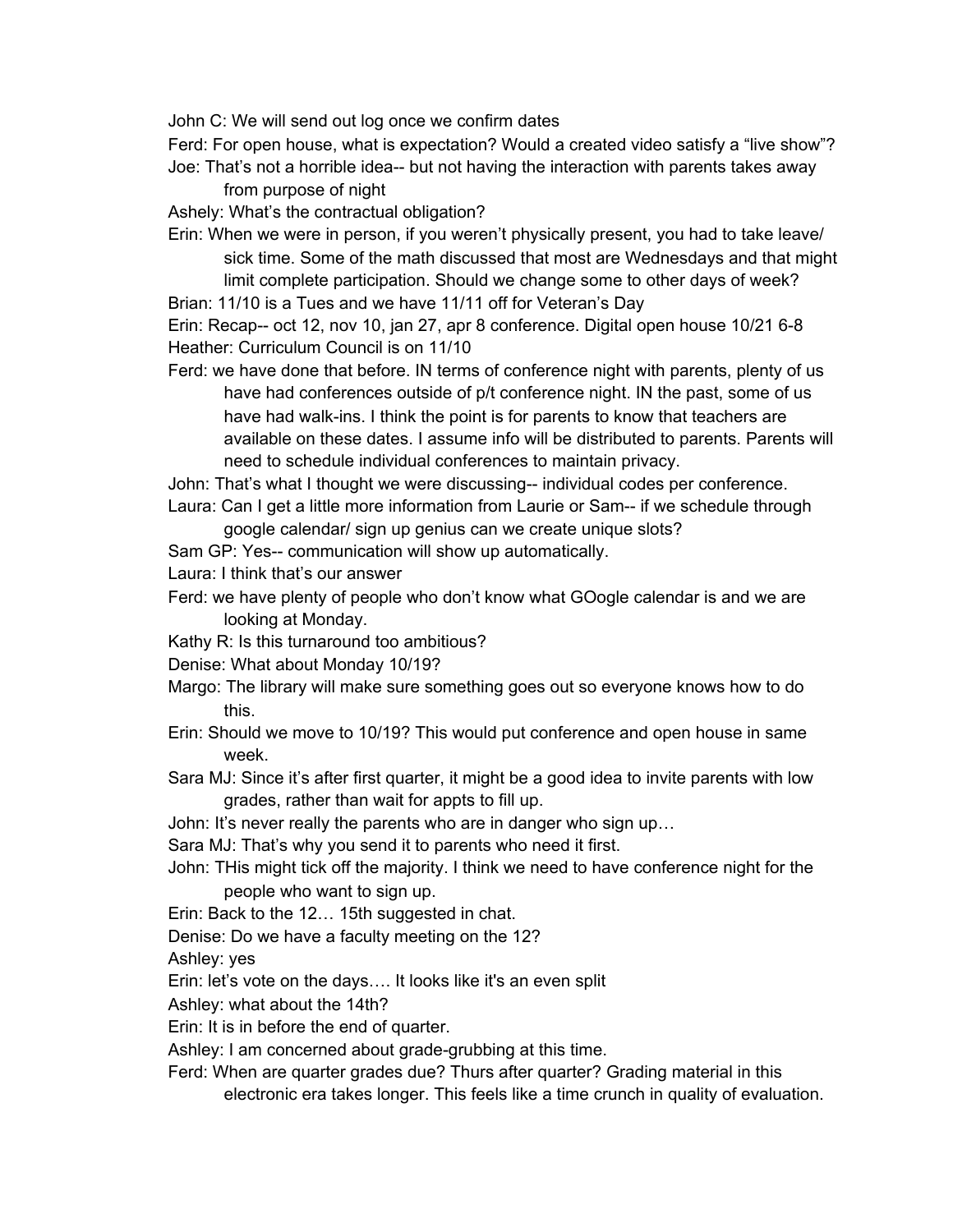John C: We will send out log once we confirm dates

Ferd: For open house, what is expectation? Would a created video satisfy a "live show"?

Joe: That's not a horrible idea-- but not having the interaction with parents takes away from purpose of night

Ashely: What's the contractual obligation?

Erin: When we were in person, if you weren't physically present, you had to take leave/ sick time. Some of the math discussed that most are Wednesdays and that might limit complete participation. Should we change some to other days of week?

Brian: 11/10 is a Tues and we have 11/11 off for Veteran's Day

Erin: Recap-- oct 12, nov 10, jan 27, apr 8 conference. Digital open house 10/21 6-8

Heather: Curriculum Council is on 11/10

Ferd: we have done that before. IN terms of conference night with parents, plenty of us have had conferences outside of p/t conference night. IN the past, some of us have had walk-ins. I think the point is for parents to know that teachers are available on these dates. I assume info will be distributed to parents. Parents will need to schedule individual conferences to maintain privacy.

John: That's what I thought we were discussing-- individual codes per conference.

Laura: Can I get a little more information from Laurie or Sam-- if we schedule through google calendar/ sign up genius can we create unique slots?

Sam GP: Yes-- communication will show up automatically.

Laura: I think that's our answer

Ferd: we have plenty of people who don't know what GOogle calendar is and we are looking at Monday.

Kathy R: Is this turnaround too ambitious?

Denise: What about Monday 10/19?

Margo: The library will make sure something goes out so everyone knows how to do this.

Erin: Should we move to 10/19? This would put conference and open house in same week.

Sara MJ: Since it's after first quarter, it might be a good idea to invite parents with low grades, rather than wait for appts to fill up.

John: It's never really the parents who are in danger who sign up…

Sara MJ: That's why you send it to parents who need it first.

John: THis might tick off the majority. I think we need to have conference night for the people who want to sign up.

Erin: Back to the 12… 15th suggested in chat.

Denise: Do we have a faculty meeting on the 12?

Ashley: yes

Erin: let's vote on the days…. It looks like it's an even split

Ashley: what about the 14th?

Erin: It is in before the end of quarter.

Ashley: I am concerned about grade-grubbing at this time.

Ferd: When are quarter grades due? Thurs after quarter? Grading material in this electronic era takes longer. This feels like a time crunch in quality of evaluation.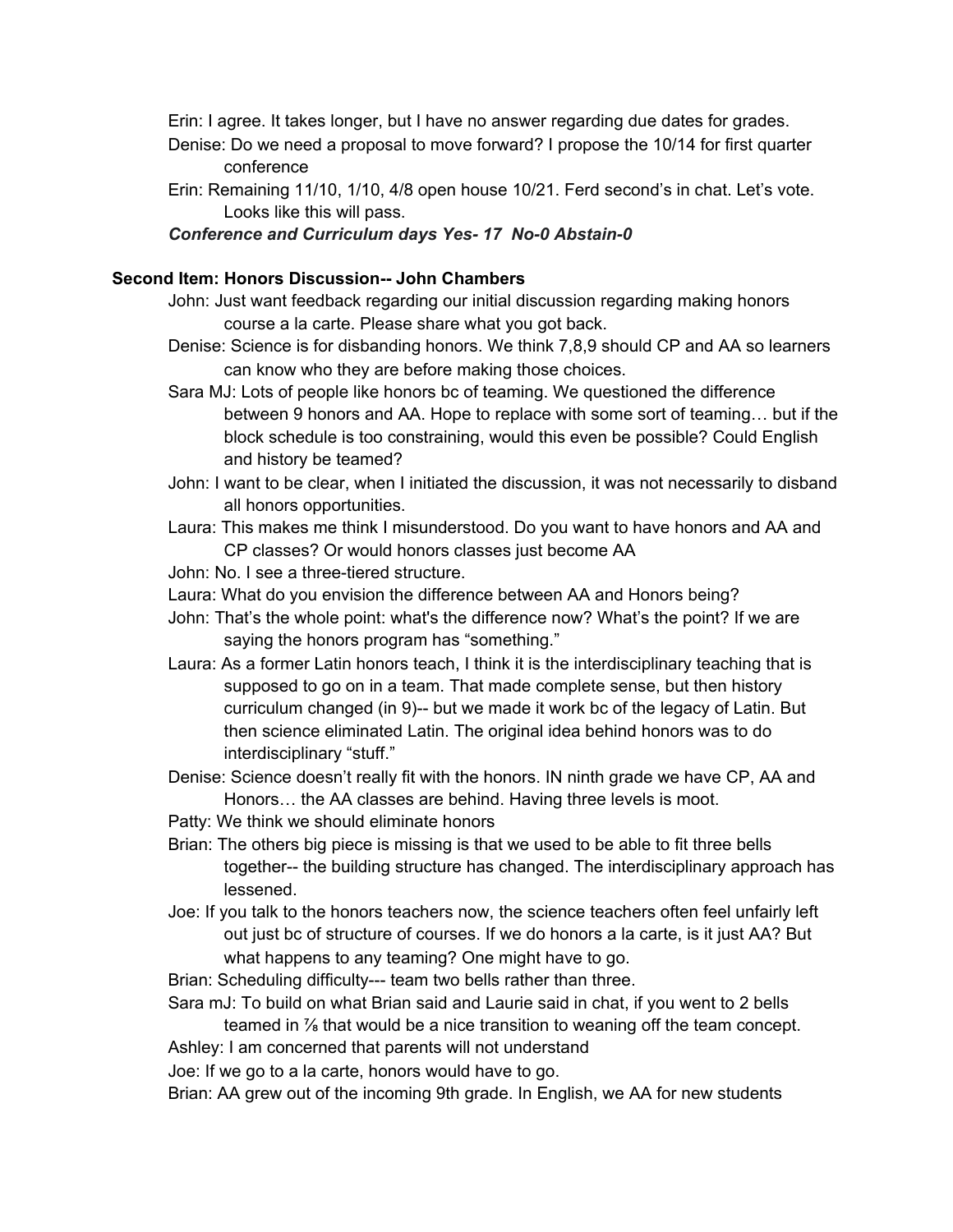Erin: I agree. It takes longer, but I have no answer regarding due dates for grades.

Denise: Do we need a proposal to move forward? I propose the 10/14 for first quarter conference

Erin: Remaining 11/10, 1/10, 4/8 open house 10/21. Ferd second's in chat. Let's vote. Looks like this will pass.

***Conference and Curriculum days Yes- 17 No-0 Abstain-0***

**Second Item: Honors Discussion-- John Chambers**

John: Just want feedback regarding our initial discussion regarding making honors course a la carte. Please share what you got back.

Denise: Science is for disbanding honors. We think 7,8,9 should CP and AA so learners can know who they are before making those choices.

Sara MJ: Lots of people like honors bc of teaming. We questioned the difference between 9 honors and AA. Hope to replace with some sort of teaming… but if the block schedule is too constraining, would this even be possible? Could English and history be teamed?

John: I want to be clear, when I initiated the discussion, it was not necessarily to disband all honors opportunities.

Laura: This makes me think I misunderstood. Do you want to have honors and AA and CP classes? Or would honors classes just become AA

John: No. I see a three-tiered structure.

Laura: What do you envision the difference between AA and Honors being?

John: That's the whole point: what's the difference now? What's the point? If we are saying the honors program has "something."

Laura: As a former Latin honors teach, I think it is the interdisciplinary teaching that is supposed to go on in a team. That made complete sense, but then history curriculum changed (in 9)-- but we made it work bc of the legacy of Latin. But then science eliminated Latin. The original idea behind honors was to do interdisciplinary "stuff."

Denise: Science doesn't really fit with the honors. IN ninth grade we have CP, AA and Honors… the AA classes are behind. Having three levels is moot.

Patty: We think we should eliminate honors

Brian: The others big piece is missing is that we used to be able to fit three bells together-- the building structure has changed. The interdisciplinary approach has lessened.

Joe: If you talk to the honors teachers now, the science teachers often feel unfairly left out just bc of structure of courses. If we do honors a la carte, is it just AA? But what happens to any teaming? One might have to go.

Brian: Scheduling difficulty--- team two bells rather than three.

Sara mJ: To build on what Brian said and Laurie said in chat, if you went to 2 bells teamed in 7/8 that would be a nice transition to weaning off the team concept.

Ashley: I am concerned that parents will not understand

Joe: If we go to a la carte, honors would have to go.

Brian: AA grew out of the incoming 9th grade. In English, we AA for new students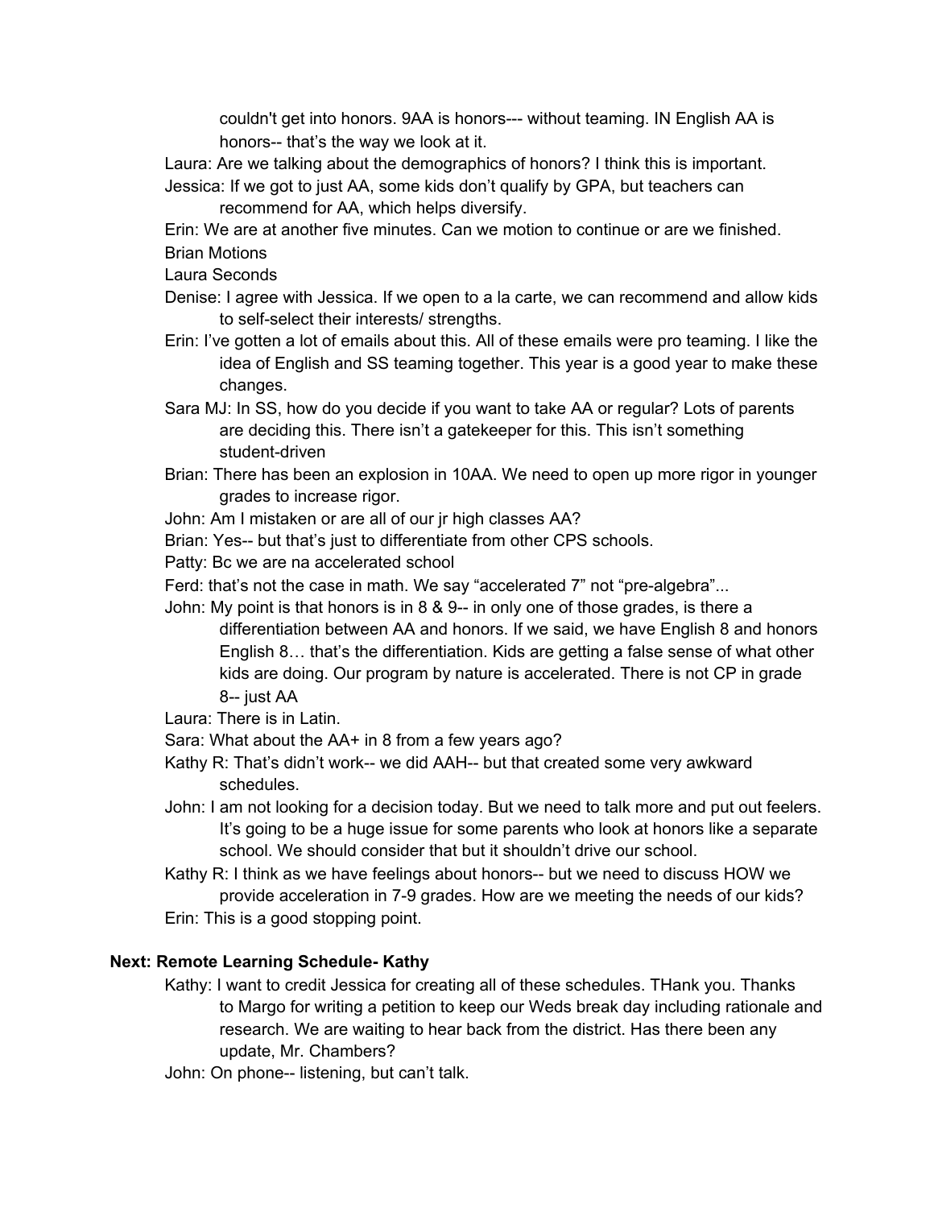couldn't get into honors. 9AA is honors--- without teaming. IN English AA is honors-- that's the way we look at it.

Laura: Are we talking about the demographics of honors? I think this is important.

Jessica: If we got to just AA, some kids don't qualify by GPA, but teachers can recommend for AA, which helps diversify.

Erin: We are at another five minutes. Can we motion to continue or are we finished.

Brian Motions

Laura Seconds

Denise: I agree with Jessica. If we open to a la carte, we can recommend and allow kids to self-select their interests/ strengths.

Erin: I've gotten a lot of emails about this. All of these emails were pro teaming. I like the idea of English and SS teaming together. This year is a good year to make these changes.

Sara MJ: In SS, how do you decide if you want to take AA or regular? Lots of parents are deciding this. There isn't a gatekeeper for this. This isn't something student-driven

Brian: There has been an explosion in 10AA. We need to open up more rigor in younger grades to increase rigor.

John: Am I mistaken or are all of our jr high classes AA?

Brian: Yes-- but that's just to differentiate from other CPS schools.

Patty: Bc we are na accelerated school

Ferd: that's not the case in math. We say "accelerated 7" not "pre-algebra"...

John: My point is that honors is in 8 & 9-- in only one of those grades, is there a differentiation between AA and honors. If we said, we have English 8 and honors English 8… that's the differentiation. Kids are getting a false sense of what other kids are doing. Our program by nature is accelerated. There is not CP in grade 8-- just AA

Laura: There is in Latin.

Sara: What about the AA+ in 8 from a few years ago?

Kathy R: That's didn't work-- we did AAH-- but that created some very awkward schedules.

John: I am not looking for a decision today. But we need to talk more and put out feelers. It's going to be a huge issue for some parents who look at honors like a separate school. We should consider that but it shouldn't drive our school.

Kathy R: I think as we have feelings about honors-- but we need to discuss HOW we provide acceleration in 7-9 grades. How are we meeting the needs of our kids?

Erin: This is a good stopping point.

**Next: Remote Learning Schedule- Kathy**

Kathy: I want to credit Jessica for creating all of these schedules. THank you. Thanks to Margo for writing a petition to keep our Weds break day including rationale and research. We are waiting to hear back from the district. Has there been any update, Mr. Chambers?

John: On phone-- listening, but can't talk.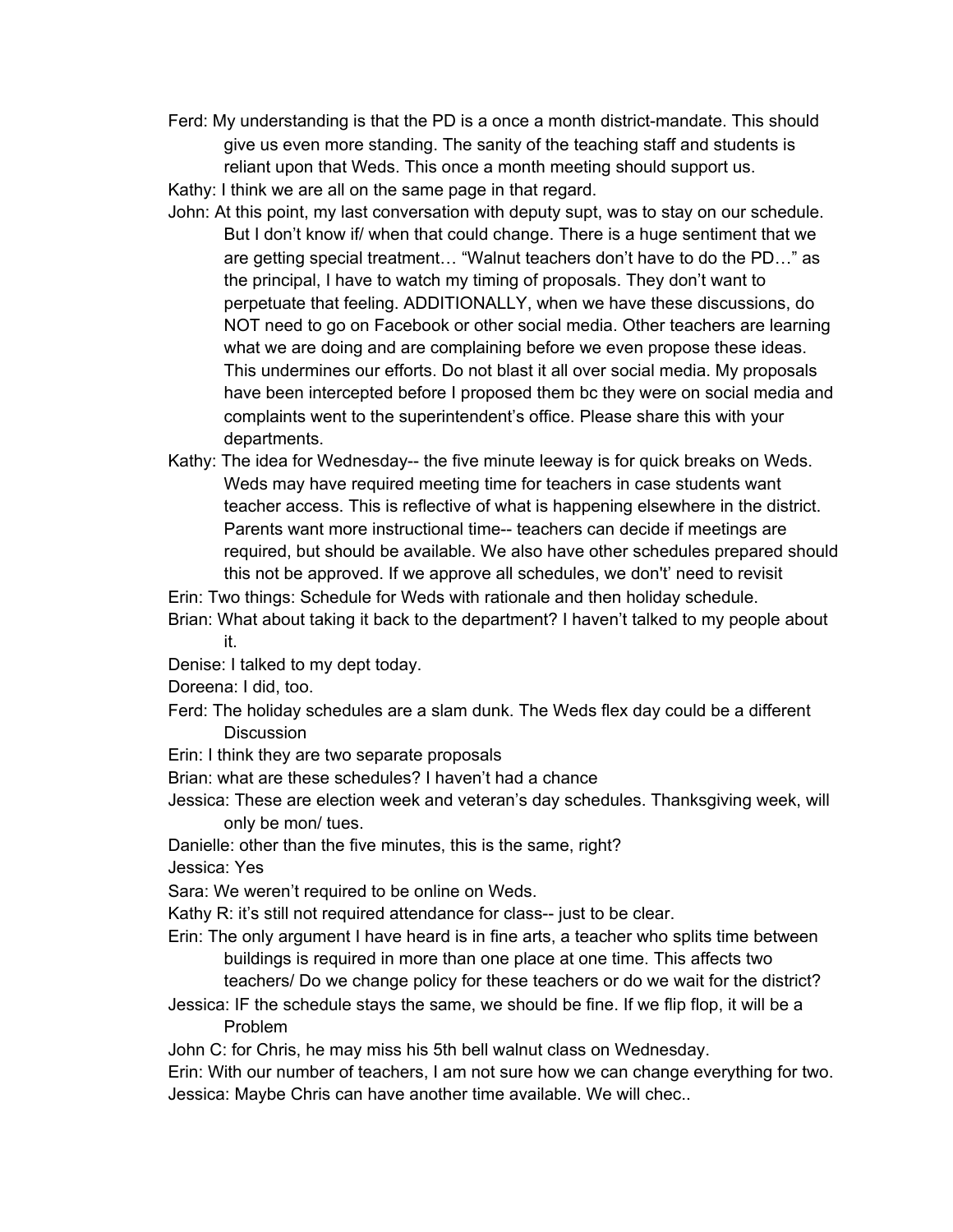Ferd: My understanding is that the PD is a once a month district-mandate. This should give us even more standing. The sanity of the teaching staff and students is reliant upon that Weds. This once a month meeting should support us.

Kathy: I think we are all on the same page in that regard.

John: At this point, my last conversation with deputy supt, was to stay on our schedule. But I don't know if/ when that could change. There is a huge sentiment that we are getting special treatment… "Walnut teachers don't have to do the PD…" as the principal, I have to watch my timing of proposals. They don't want to perpetuate that feeling. ADDITIONALLY, when we have these discussions, do NOT need to go on Facebook or other social media. Other teachers are learning what we are doing and are complaining before we even propose these ideas. This undermines our efforts. Do not blast it all over social media. My proposals have been intercepted before I proposed them bc they were on social media and complaints went to the superintendent's office. Please share this with your departments.

Kathy: The idea for Wednesday-- the five minute leeway is for quick breaks on Weds. Weds may have required meeting time for teachers in case students want teacher access. This is reflective of what is happening elsewhere in the district. Parents want more instructional time-- teachers can decide if meetings are required, but should be available. We also have other schedules prepared should this not be approved. If we approve all schedules, we don't' need to revisit

Erin: Two things: Schedule for Weds with rationale and then holiday schedule.

Brian: What about taking it back to the department? I haven't talked to my people about it.

Denise: I talked to my dept today.

Doreena: I did, too.

Ferd: The holiday schedules are a slam dunk. The Weds flex day could be a different Discussion

Erin: I think they are two separate proposals

Brian: what are these schedules? I haven't had a chance

Jessica: These are election week and veteran's day schedules. Thanksgiving week, will only be mon/ tues.

Danielle: other than the five minutes, this is the same, right?

Jessica: Yes

Sara: We weren't required to be online on Weds.

Kathy R: it's still not required attendance for class-- just to be clear.

Erin: The only argument I have heard is in fine arts, a teacher who splits time between buildings is required in more than one place at one time. This affects two teachers/ Do we change policy for these teachers or do we wait for the district?

Jessica: IF the schedule stays the same, we should be fine. If we flip flop, it will be a Problem

John C: for Chris, he may miss his 5th bell walnut class on Wednesday.

Erin: With our number of teachers, I am not sure how we can change everything for two.

Jessica: Maybe Chris can have another time available. We will chec..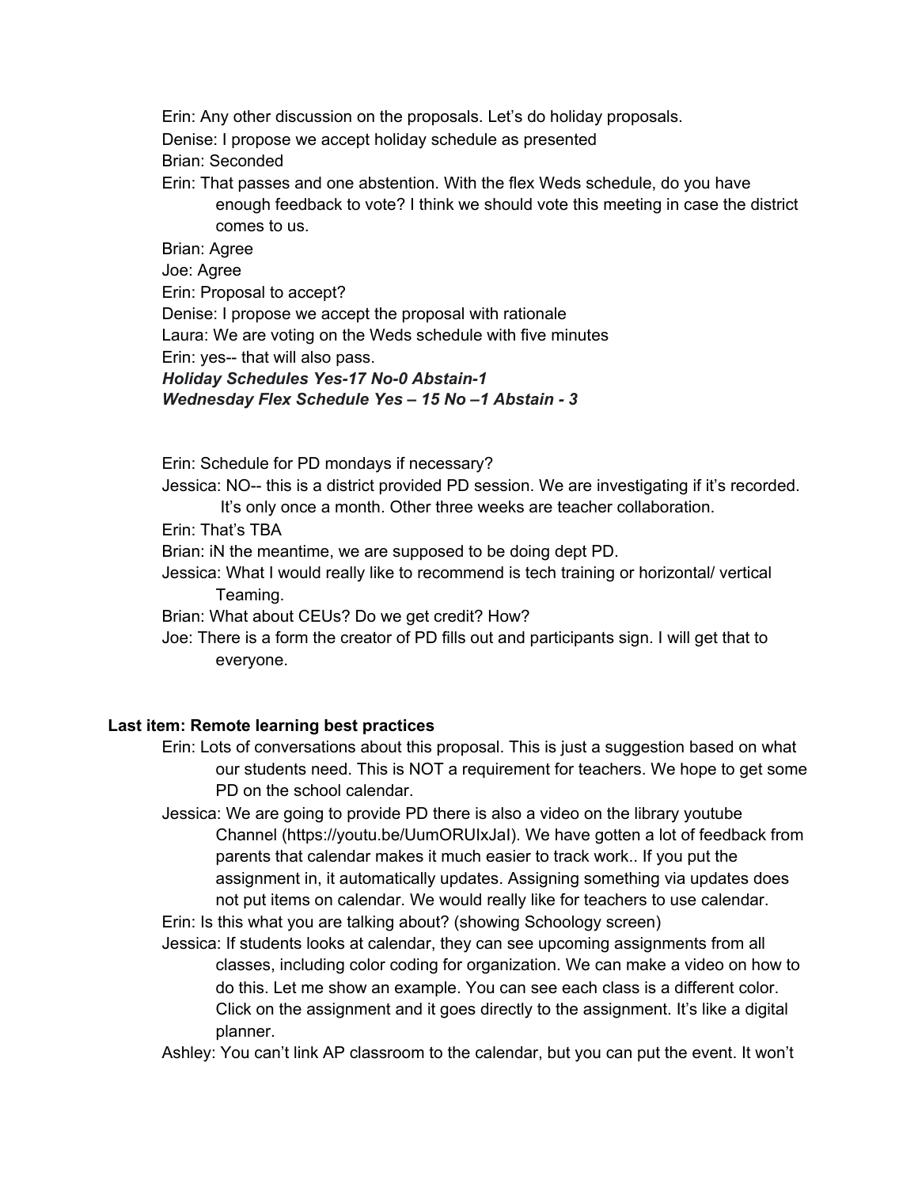Erin: Any other discussion on the proposals. Let's do holiday proposals.

Denise: I propose we accept holiday schedule as presented

Brian: Seconded

Erin: That passes and one abstention. With the flex Weds schedule, do you have enough feedback to vote? I think we should vote this meeting in case the district comes to us.

Brian: Agree

Joe: Agree

Erin: Proposal to accept?

Denise: I propose we accept the proposal with rationale

Laura: We are voting on the Weds schedule with five minutes

Erin: yes-- that will also pass.

***Holiday Schedules Yes-17 No-0 Abstain-1***

***Wednesday Flex Schedule Yes – 15 No –1 Abstain - 3***

Erin: Schedule for PD mondays if necessary?

Jessica: NO-- this is a district provided PD session. We are investigating if it's recorded. It's only once a month. Other three weeks are teacher collaboration.

Erin: That's TBA

Brian: iN the meantime, we are supposed to be doing dept PD.

Jessica: What I would really like to recommend is tech training or horizontal/ vertical Teaming.

Brian: What about CEUs? Do we get credit? How?

Joe: There is a form the creator of PD fills out and participants sign. I will get that to everyone.

**Last item: Remote learning best practices**

Erin: Lots of conversations about this proposal. This is just a suggestion based on what our students need. This is NOT a requirement for teachers. We hope to get some PD on the school calendar.

Jessica: We are going to provide PD there is also a video on the library youtube Channel (https://youtu.be/UumORUIxJaI). We have gotten a lot of feedback from parents that calendar makes it much easier to track work.. If you put the assignment in, it automatically updates. Assigning something via updates does not put items on calendar. We would really like for teachers to use calendar.

Erin: Is this what you are talking about? (showing Schoology screen)

Jessica: If students looks at calendar, they can see upcoming assignments from all classes, including color coding for organization. We can make a video on how to do this. Let me show an example. You can see each class is a different color. Click on the assignment and it goes directly to the assignment. It's like a digital planner.

Ashley: You can't link AP classroom to the calendar, but you can put the event. It won't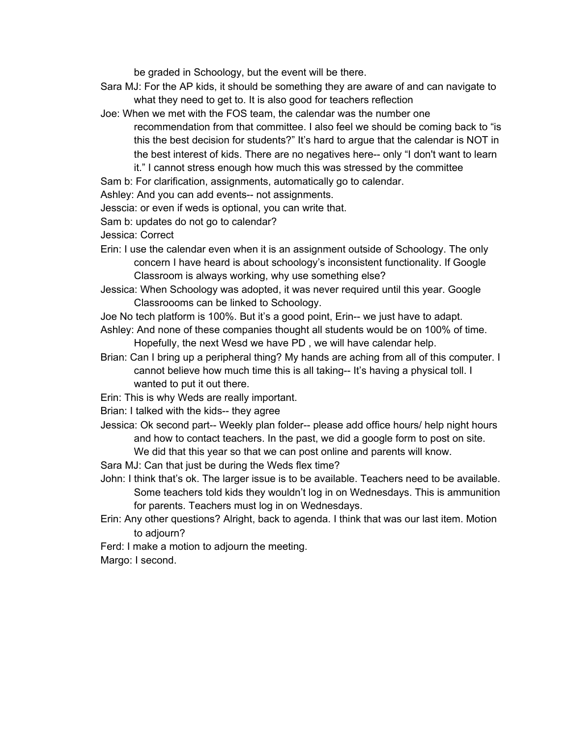be graded in Schoology, but the event will be there.

Sara MJ: For the AP kids, it should be something they are aware of and can navigate to what they need to get to. It is also good for teachers reflection

Joe: When we met with the FOS team, the calendar was the number one recommendation from that committee. I also feel we should be coming back to "is this the best decision for students?" It's hard to argue that the calendar is NOT in the best interest of kids. There are no negatives here-- only "I don't want to learn it." I cannot stress enough how much this was stressed by the committee

Sam b: For clarification, assignments, automatically go to calendar.

Ashley: And you can add events-- not assignments.

Jesscia: or even if weds is optional, you can write that.

Sam b: updates do not go to calendar?

Jessica: Correct

Erin: I use the calendar even when it is an assignment outside of Schoology. The only concern I have heard is about schoology's inconsistent functionality. If Google Classroom is always working, why use something else?

Jessica: When Schoology was adopted, it was never required until this year. Google Classroooms can be linked to Schoology.

Joe No tech platform is 100%. But it's a good point, Erin-- we just have to adapt.

Ashley: And none of these companies thought all students would be on 100% of time. Hopefully, the next Wesd we have PD , we will have calendar help.

Brian: Can I bring up a peripheral thing? My hands are aching from all of this computer. I cannot believe how much time this is all taking-- It's having a physical toll. I wanted to put it out there.

Erin: This is why Weds are really important.

Brian: I talked with the kids-- they agree

Jessica: Ok second part-- Weekly plan folder-- please add office hours/ help night hours and how to contact teachers. In the past, we did a google form to post on site. We did that this year so that we can post online and parents will know.

Sara MJ: Can that just be during the Weds flex time?

John: I think that's ok. The larger issue is to be available. Teachers need to be available. Some teachers told kids they wouldn't log in on Wednesdays. This is ammunition for parents. Teachers must log in on Wednesdays.

Erin: Any other questions? Alright, back to agenda. I think that was our last item. Motion to adjourn?

Ferd: I make a motion to adjourn the meeting.

Margo: I second.